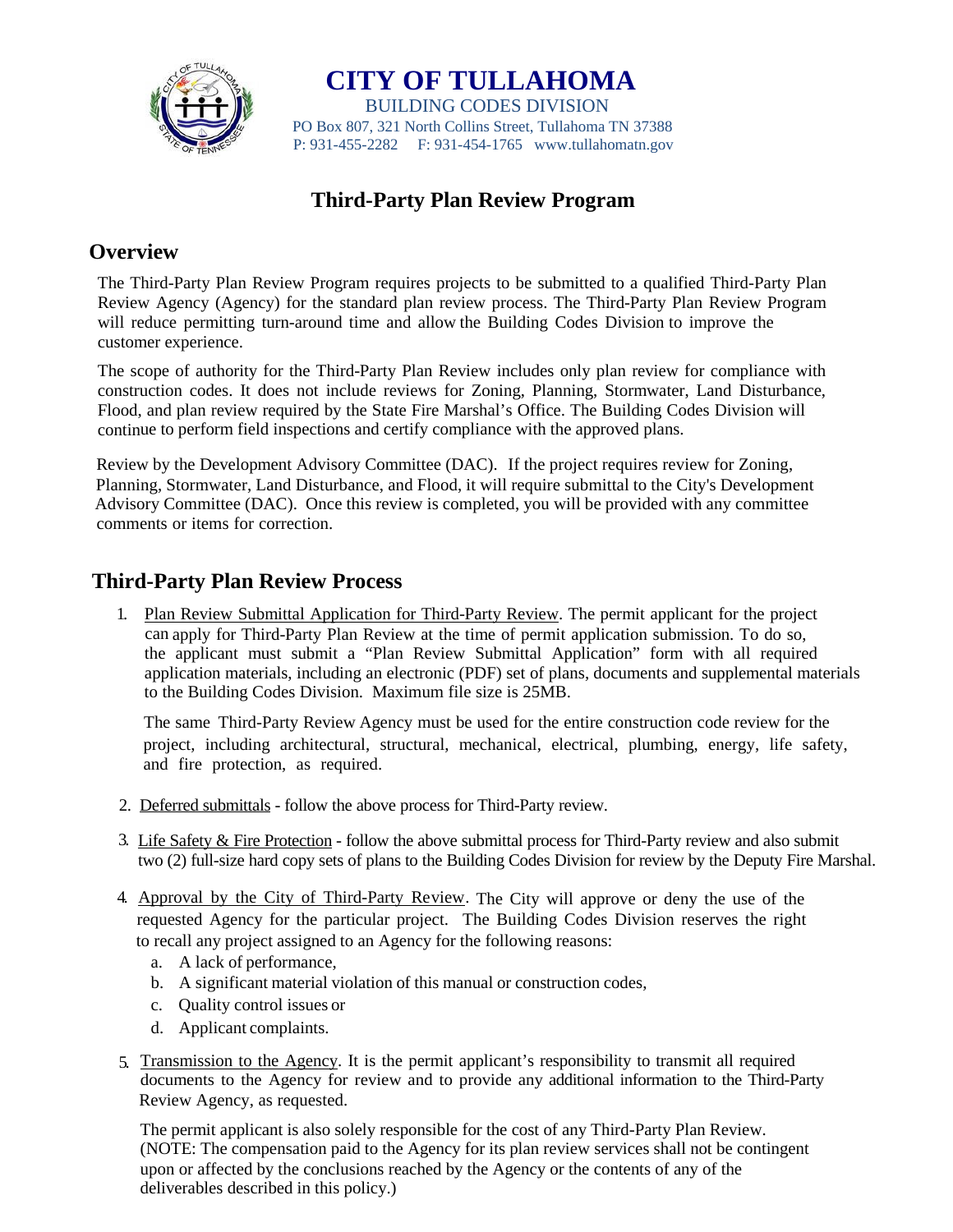# CITY OF TULLAHOMA

BUILDING CODES DIVISION

PO Box 807, 321 North Collins Street, Tullahoma TN 37388

P: 931-455-2282 F: 931-454-1765 www.tullahomatn.gov

## Third-Party Plan Review Program

### Overview

The Third-Party Plan Review Program requires projects to be submitted to a qualified Third-Party Plan Review Agency (Agency) for the standard plan review process. The Third-Party Plan Review Program will reduce permitting turn-around time and allow the Building Codes Division to improve the customer experience.

The scope of authority for the Third-Party Plan Review includes only plan review for compliance with construction codes. It does not include reviews for Zoning, Planning, Stormwater, Land Disturbance, Flood, and plan review required by the State Fire Marshal's Office. The Building Codes Division will continue to perform field inspections and certify compliance with the approved plans.

Review by the Development Advisory Committee (DAC). If the project requires review for Zoning, Planning, Stormwater, Land Disturbance, and Flood, it will require submittal to the City's Development Advisory Committee (DAC). Once this review is completed, you will be provided with any committee comments or items for correction.

### Third-Party Plan Review Process

1. Plan Review Submittal Application for Third-Party Review. The permit applicant for the project can apply for Third-Party Plan Review at the time of permit application submission. To do so, the applicant must submit a "Plan Review Submittal Application" form with all required application materials, including an electronic (PDF) set of plans, documents and supplemental materials to the Building Codes Division. Maximum file size is 25MB.

   The same Third-Party Review Agency must be used for the entire construction code review for the project, including architectural, structural, mechanical, electrical, plumbing, energy, life safety, and fire protection, as required.

2. Deferred submittals - follow the above process for Third-Party review.

3. Life Safety & Fire Protection - follow the above submittal process for Third-Party review and also submit two (2) full-size hard copy sets of plans to the Building Codes Division for review by the Deputy Fire Marshal.

4. Approval by the City of Third-Party Review. The City will approve or deny the use of the requested Agency for the particular project. The Building Codes Division reserves the right to recall any project assigned to an Agency for the following reasons:
   a. A lack of performance,
   b. A significant material violation of this manual or construction codes,
   c. Quality control issues or
   d. Applicant complaints.

5. Transmission to the Agency. It is the permit applicant's responsibility to transmit all required documents to the Agency for review and to provide any additional information to the Third-Party Review Agency, as requested.

   The permit applicant is also solely responsible for the cost of any Third-Party Plan Review. (NOTE: The compensation paid to the Agency for its plan review services shall not be contingent upon or affected by the conclusions reached by the Agency or the contents of any of the deliverables described in this policy.)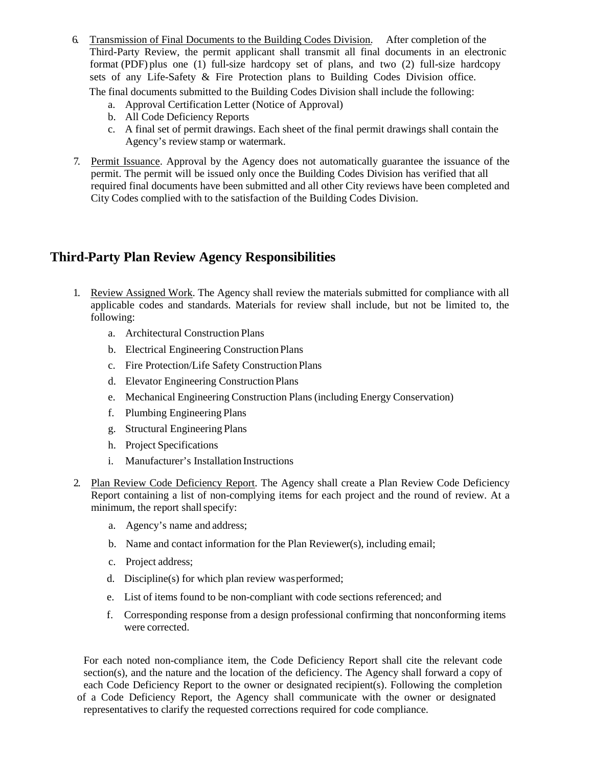6. Transmission of Final Documents to the Building Codes Division. After completion of the Third-Party Review, the permit applicant shall transmit all final documents in an electronic format (PDF) plus one (1) full-size hardcopy set of plans, and two (2) full-size hardcopy sets of any Life-Safety & Fire Protection plans to Building Codes Division office.

   The final documents submitted to the Building Codes Division shall include the following:

   a. Approval Certification Letter (Notice of Approval)
   b. All Code Deficiency Reports
   c. A final set of permit drawings. Each sheet of the final permit drawings shall contain the Agency's review stamp or watermark.

7. Permit Issuance. Approval by the Agency does not automatically guarantee the issuance of the permit. The permit will be issued only once the Building Codes Division has verified that all required final documents have been submitted and all other City reviews have been completed and City Codes complied with to the satisfaction of the Building Codes Division.

## Third-Party Plan Review Agency Responsibilities

1. Review Assigned Work. The Agency shall review the materials submitted for compliance with all applicable codes and standards. Materials for review shall include, but not be limited to, the following:

   a. Architectural Construction Plans
   b. Electrical Engineering Construction Plans
   c. Fire Protection/Life Safety Construction Plans
   d. Elevator Engineering Construction Plans
   e. Mechanical Engineering Construction Plans (including Energy Conservation)
   f. Plumbing Engineering Plans
   g. Structural Engineering Plans
   h. Project Specifications
   i. Manufacturer's Installation Instructions

2. Plan Review Code Deficiency Report. The Agency shall create a Plan Review Code Deficiency Report containing a list of non-complying items for each project and the round of review. At a minimum, the report shall specify:

   a. Agency's name and address;
   b. Name and contact information for the Plan Reviewer(s), including email;
   c. Project address;
   d. Discipline(s) for which plan review was performed;
   e. List of items found to be non-compliant with code sections referenced; and
   f. Corresponding response from a design professional confirming that nonconforming items were corrected.

   For each noted non-compliance item, the Code Deficiency Report shall cite the relevant code section(s), and the nature and the location of the deficiency. The Agency shall forward a copy of each Code Deficiency Report to the owner or designated recipient(s). Following the completion of a Code Deficiency Report, the Agency shall communicate with the owner or designated representatives to clarify the requested corrections required for code compliance.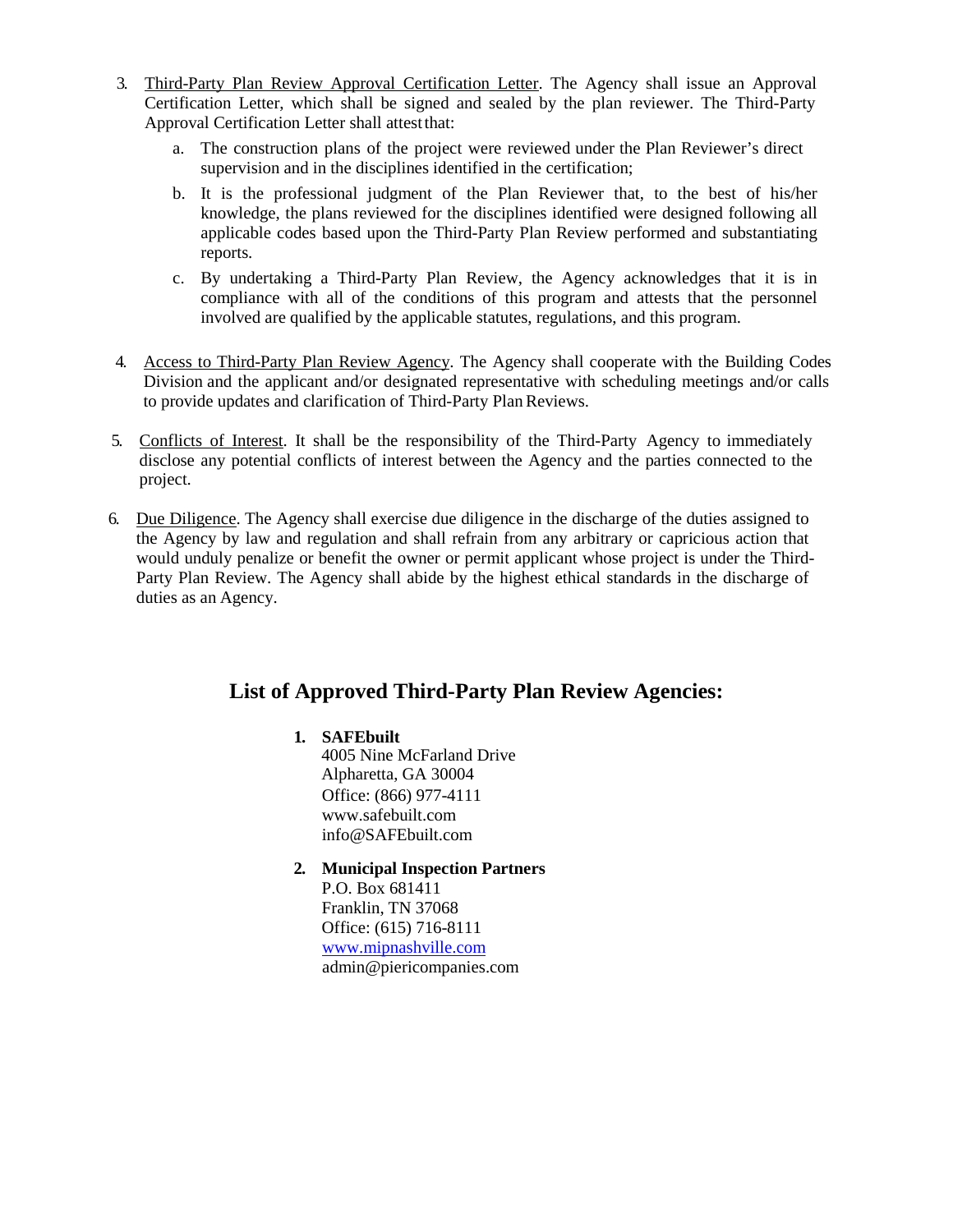3. <u>Third-Party Plan Review Approval Certification Letter</u>. The Agency shall issue an Approval Certification Letter, which shall be signed and sealed by the plan reviewer. The Third-Party Approval Certification Letter shall attest that:

   a. The construction plans of the project were reviewed under the Plan Reviewer's direct supervision and in the disciplines identified in the certification;

   b. It is the professional judgment of the Plan Reviewer that, to the best of his/her knowledge, the plans reviewed for the disciplines identified were designed following all applicable codes based upon the Third-Party Plan Review performed and substantiating reports.

   c. By undertaking a Third-Party Plan Review, the Agency acknowledges that it is in compliance with all of the conditions of this program and attests that the personnel involved are qualified by the applicable statutes, regulations, and this program.

4. <u>Access to Third-Party Plan Review Agency</u>. The Agency shall cooperate with the Building Codes Division and the applicant and/or designated representative with scheduling meetings and/or calls to provide updates and clarification of Third-Party Plan Reviews.

5. <u>Conflicts of Interest</u>. It shall be the responsibility of the Third-Party Agency to immediately disclose any potential conflicts of interest between the Agency and the parties connected to the project.

6. <u>Due Diligence</u>. The Agency shall exercise due diligence in the discharge of the duties assigned to the Agency by law and regulation and shall refrain from any arbitrary or capricious action that would unduly penalize or benefit the owner or permit applicant whose project is under the Third-Party Plan Review. The Agency shall abide by the highest ethical standards in the discharge of duties as an Agency.

## List of Approved Third-Party Plan Review Agencies:

1. **SAFEbuilt**
   4005 Nine McFarland Drive
   Alpharetta, GA 30004
   Office: (866) 977-4111
   www.safebuilt.com
   info@SAFEbuilt.com

2. **Municipal Inspection Partners**
   P.O. Box 681411
   Franklin, TN 37068
   Office: (615) 716-8111
   www.mipnashville.com
   admin@piericompanies.com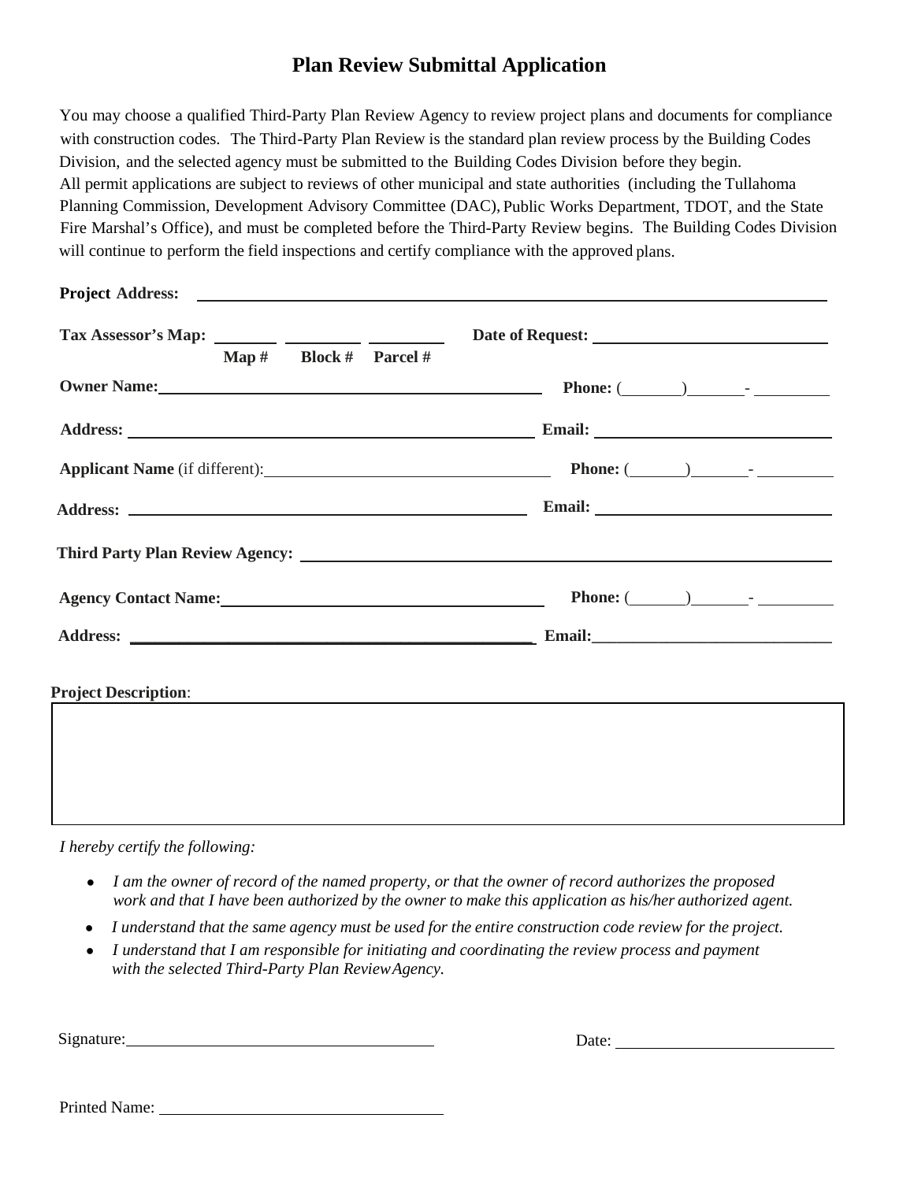# Plan Review Submittal Application

You may choose a qualified Third-Party Plan Review Agency to review project plans and documents for compliance with construction codes. The Third-Party Plan Review is the standard plan review process by the Building Codes Division, and the selected agency must be submitted to the Building Codes Division before they begin. All permit applications are subject to reviews of other municipal and state authorities (including the Tullahoma Planning Commission, Development Advisory Committee (DAC), Public Works Department, TDOT, and the State Fire Marshal's Office), and must be completed before the Third-Party Review begins. The Building Codes Division will continue to perform the field inspections and certify compliance with the approved plans.

**Project Address:** ______________________________________________

**Tax Assessor's Map:** ________ ________ ________ **Date of Request:** ____________________

**Map #** **Block #** **Parcel #**

**Owner Name:** ______________________________ **Phone:** (______)______-________

**Address:** ______________________________ **Email:** ____________________

**Applicant Name** (if different): ______________________ **Phone:** (______)______-________

**Address:** ______________________________ **Email:** ____________________

**Third Party Plan Review Agency:** ______________________________________

**Agency Contact Name:** ______________________ **Phone:** (______)______-________

**Address:** ______________________________ **Email:** ____________________

**Project Description**:

| |
|---|
| |

*I hereby certify the following:*

- *I am the owner of record of the named property, or that the owner of record authorizes the proposed work and that I have been authorized by the owner to make this application as his/her authorized agent.*
- *I understand that the same agency must be used for the entire construction code review for the project.*
- *I understand that I am responsible for initiating and coordinating the review process and payment with the selected Third-Party Plan Review Agency.*

Signature: ______________________________ Date: ____________________

Printed Name: ______________________________